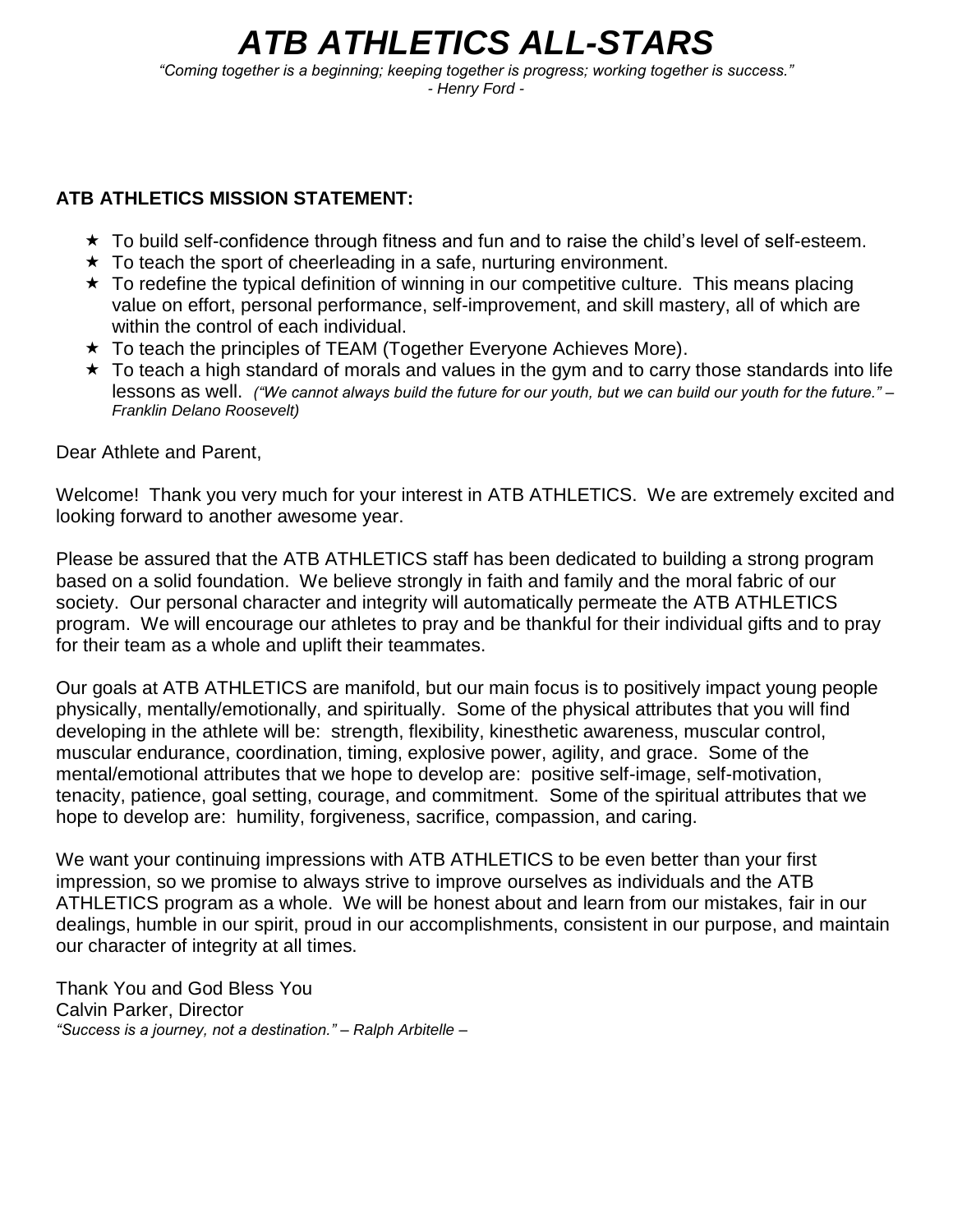# *ATB ATHLETICS ALL-STARS*

*"Coming together is a beginning; keeping together is progress; working together is success."*
*- Henry Ford -*

**ATB ATHLETICS MISSION STATEMENT:**

- ★ To build self-confidence through fitness and fun and to raise the child's level of self-esteem.
- ★ To teach the sport of cheerleading in a safe, nurturing environment.
- ★ To redefine the typical definition of winning in our competitive culture. This means placing value on effort, personal performance, self-improvement, and skill mastery, all of which are within the control of each individual.
- ★ To teach the principles of TEAM (Together Everyone Achieves More).
- ★ To teach a high standard of morals and values in the gym and to carry those standards into life lessons as well. *("We cannot always build the future for our youth, but we can build our youth for the future." – Franklin Delano Roosevelt)*

Dear Athlete and Parent,

Welcome! Thank you very much for your interest in ATB ATHLETICS. We are extremely excited and looking forward to another awesome year.

Please be assured that the ATB ATHLETICS staff has been dedicated to building a strong program based on a solid foundation. We believe strongly in faith and family and the moral fabric of our society. Our personal character and integrity will automatically permeate the ATB ATHLETICS program. We will encourage our athletes to pray and be thankful for their individual gifts and to pray for their team as a whole and uplift their teammates.

Our goals at ATB ATHLETICS are manifold, but our main focus is to positively impact young people physically, mentally/emotionally, and spiritually. Some of the physical attributes that you will find developing in the athlete will be: strength, flexibility, kinesthetic awareness, muscular control, muscular endurance, coordination, timing, explosive power, agility, and grace. Some of the mental/emotional attributes that we hope to develop are: positive self-image, self-motivation, tenacity, patience, goal setting, courage, and commitment. Some of the spiritual attributes that we hope to develop are: humility, forgiveness, sacrifice, compassion, and caring.

We want your continuing impressions with ATB ATHLETICS to be even better than your first impression, so we promise to always strive to improve ourselves as individuals and the ATB ATHLETICS program as a whole. We will be honest about and learn from our mistakes, fair in our dealings, humble in our spirit, proud in our accomplishments, consistent in our purpose, and maintain our character of integrity at all times.

Thank You and God Bless You
Calvin Parker, Director
*"Success is a journey, not a destination." – Ralph Arbitelle –*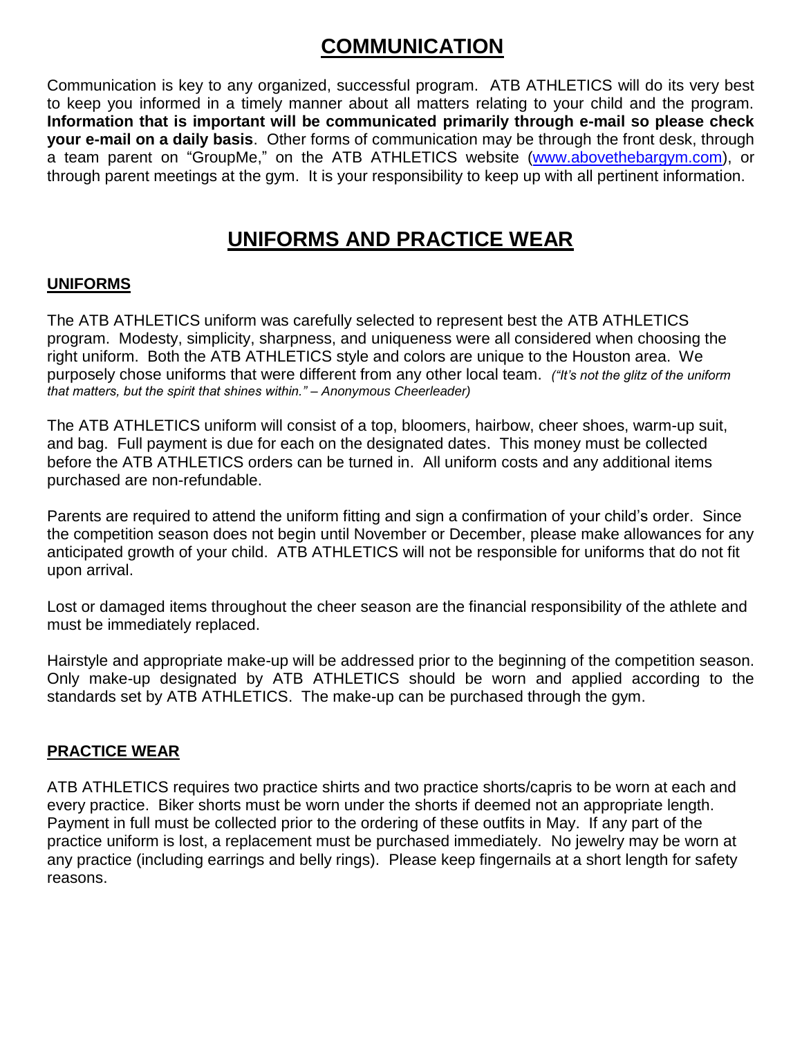# COMMUNICATION

Communication is key to any organized, successful program. ATB ATHLETICS will do its very best to keep you informed in a timely manner about all matters relating to your child and the program. **Information that is important will be communicated primarily through e-mail so please check your e-mail on a daily basis**. Other forms of communication may be through the front desk, through a team parent on "GroupMe," on the ATB ATHLETICS website (www.abovethebargym.com), or through parent meetings at the gym. It is your responsibility to keep up with all pertinent information.

# UNIFORMS AND PRACTICE WEAR

## UNIFORMS

The ATB ATHLETICS uniform was carefully selected to represent best the ATB ATHLETICS program. Modesty, simplicity, sharpness, and uniqueness were all considered when choosing the right uniform. Both the ATB ATHLETICS style and colors are unique to the Houston area. We purposely chose uniforms that were different from any other local team. *("It's not the glitz of the uniform that matters, but the spirit that shines within." – Anonymous Cheerleader)*

The ATB ATHLETICS uniform will consist of a top, bloomers, hairbow, cheer shoes, warm-up suit, and bag. Full payment is due for each on the designated dates. This money must be collected before the ATB ATHLETICS orders can be turned in. All uniform costs and any additional items purchased are non-refundable.

Parents are required to attend the uniform fitting and sign a confirmation of your child's order. Since the competition season does not begin until November or December, please make allowances for any anticipated growth of your child. ATB ATHLETICS will not be responsible for uniforms that do not fit upon arrival.

Lost or damaged items throughout the cheer season are the financial responsibility of the athlete and must be immediately replaced.

Hairstyle and appropriate make-up will be addressed prior to the beginning of the competition season. Only make-up designated by ATB ATHLETICS should be worn and applied according to the standards set by ATB ATHLETICS. The make-up can be purchased through the gym.

## PRACTICE WEAR

ATB ATHLETICS requires two practice shirts and two practice shorts/capris to be worn at each and every practice. Biker shorts must be worn under the shorts if deemed not an appropriate length. Payment in full must be collected prior to the ordering of these outfits in May. If any part of the practice uniform is lost, a replacement must be purchased immediately. No jewelry may be worn at any practice (including earrings and belly rings). Please keep fingernails at a short length for safety reasons.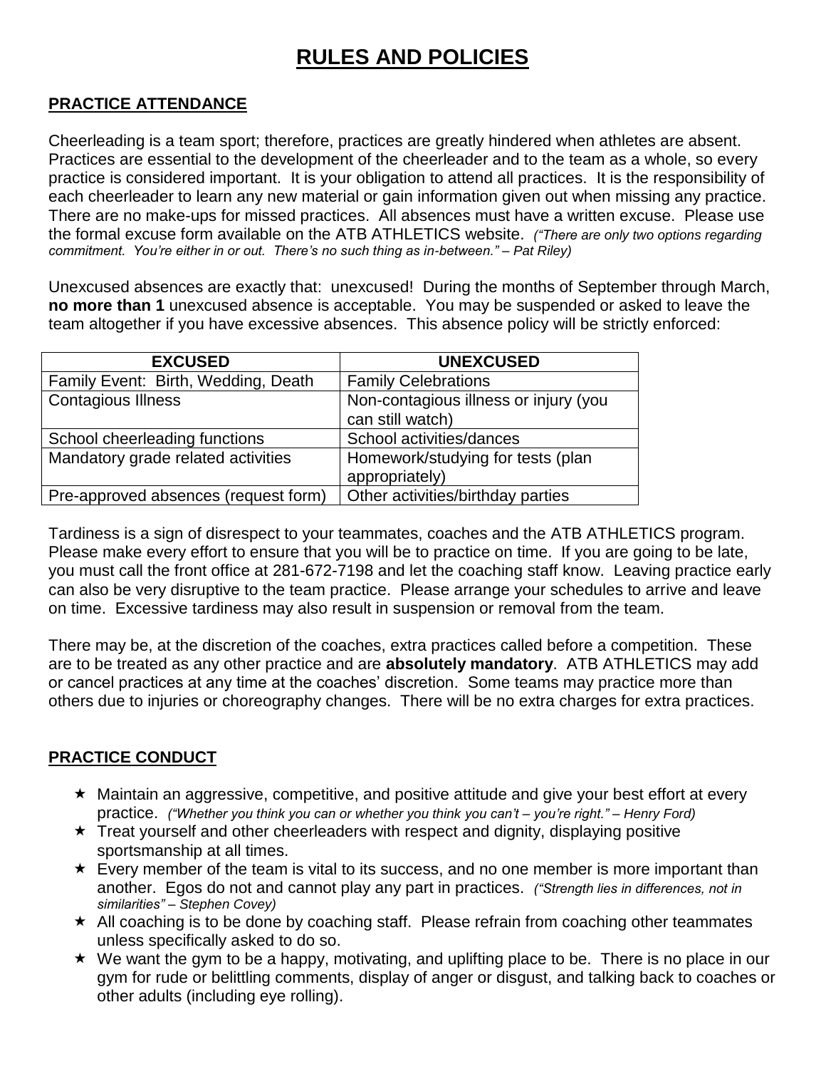# RULES AND POLICIES

## PRACTICE ATTENDANCE

Cheerleading is a team sport; therefore, practices are greatly hindered when athletes are absent. Practices are essential to the development of the cheerleader and to the team as a whole, so every practice is considered important. It is your obligation to attend all practices. It is the responsibility of each cheerleader to learn any new material or gain information given out when missing any practice. There are no make-ups for missed practices. All absences must have a written excuse. Please use the formal excuse form available on the ATB ATHLETICS website. *("There are only two options regarding commitment. You're either in or out. There's no such thing as in-between." – Pat Riley)*

Unexcused absences are exactly that: unexcused! During the months of September through March, **no more than 1** unexcused absence is acceptable. You may be suspended or asked to leave the team altogether if you have excessive absences. This absence policy will be strictly enforced:

| EXCUSED | UNEXCUSED |
|---|---|
| Family Event: Birth, Wedding, Death | Family Celebrations |
| Contagious Illness | Non-contagious illness or injury (you can still watch) |
| School cheerleading functions | School activities/dances |
| Mandatory grade related activities | Homework/studying for tests (plan appropriately) |
| Pre-approved absences (request form) | Other activities/birthday parties |

Tardiness is a sign of disrespect to your teammates, coaches and the ATB ATHLETICS program. Please make every effort to ensure that you will be to practice on time. If you are going to be late, you must call the front office at 281-672-7198 and let the coaching staff know. Leaving practice early can also be very disruptive to the team practice. Please arrange your schedules to arrive and leave on time. Excessive tardiness may also result in suspension or removal from the team.

There may be, at the discretion of the coaches, extra practices called before a competition. These are to be treated as any other practice and are **absolutely mandatory**. ATB ATHLETICS may add or cancel practices at any time at the coaches' discretion. Some teams may practice more than others due to injuries or choreography changes. There will be no extra charges for extra practices.

## PRACTICE CONDUCT

- ★ Maintain an aggressive, competitive, and positive attitude and give your best effort at every practice. *("Whether you think you can or whether you think you can't – you're right." – Henry Ford)*
- ★ Treat yourself and other cheerleaders with respect and dignity, displaying positive sportsmanship at all times.
- ★ Every member of the team is vital to its success, and no one member is more important than another. Egos do not and cannot play any part in practices. *("Strength lies in differences, not in similarities" – Stephen Covey)*
- ★ All coaching is to be done by coaching staff. Please refrain from coaching other teammates unless specifically asked to do so.
- ★ We want the gym to be a happy, motivating, and uplifting place to be. There is no place in our gym for rude or belittling comments, display of anger or disgust, and talking back to coaches or other adults (including eye rolling).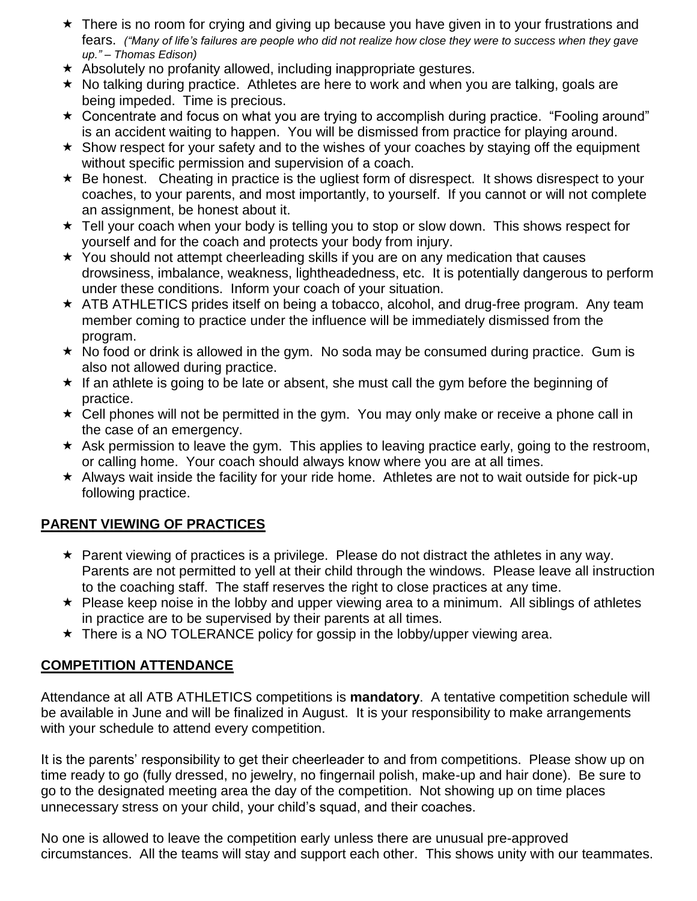- There is no room for crying and giving up because you have given in to your frustrations and fears. *("Many of life's failures are people who did not realize how close they were to success when they gave up." – Thomas Edison)*
- Absolutely no profanity allowed, including inappropriate gestures.
- No talking during practice. Athletes are here to work and when you are talking, goals are being impeded. Time is precious.
- Concentrate and focus on what you are trying to accomplish during practice. "Fooling around" is an accident waiting to happen. You will be dismissed from practice for playing around.
- Show respect for your safety and to the wishes of your coaches by staying off the equipment without specific permission and supervision of a coach.
- Be honest. Cheating in practice is the ugliest form of disrespect. It shows disrespect to your coaches, to your parents, and most importantly, to yourself. If you cannot or will not complete an assignment, be honest about it.
- Tell your coach when your body is telling you to stop or slow down. This shows respect for yourself and for the coach and protects your body from injury.
- You should not attempt cheerleading skills if you are on any medication that causes drowsiness, imbalance, weakness, lightheadedness, etc. It is potentially dangerous to perform under these conditions. Inform your coach of your situation.
- ATB ATHLETICS prides itself on being a tobacco, alcohol, and drug-free program. Any team member coming to practice under the influence will be immediately dismissed from the program.
- No food or drink is allowed in the gym. No soda may be consumed during practice. Gum is also not allowed during practice.
- If an athlete is going to be late or absent, she must call the gym before the beginning of practice.
- Cell phones will not be permitted in the gym. You may only make or receive a phone call in the case of an emergency.
- Ask permission to leave the gym. This applies to leaving practice early, going to the restroom, or calling home. Your coach should always know where you are at all times.
- Always wait inside the facility for your ride home. Athletes are not to wait outside for pick-up following practice.

## PARENT VIEWING OF PRACTICES

- Parent viewing of practices is a privilege. Please do not distract the athletes in any way. Parents are not permitted to yell at their child through the windows. Please leave all instruction to the coaching staff. The staff reserves the right to close practices at any time.
- Please keep noise in the lobby and upper viewing area to a minimum. All siblings of athletes in practice are to be supervised by their parents at all times.
- There is a NO TOLERANCE policy for gossip in the lobby/upper viewing area.

## COMPETITION ATTENDANCE

Attendance at all ATB ATHLETICS competitions is **mandatory**. A tentative competition schedule will be available in June and will be finalized in August. It is your responsibility to make arrangements with your schedule to attend every competition.

It is the parents' responsibility to get their cheerleader to and from competitions. Please show up on time ready to go (fully dressed, no jewelry, no fingernail polish, make-up and hair done). Be sure to go to the designated meeting area the day of the competition. Not showing up on time places unnecessary stress on your child, your child's squad, and their coaches.

No one is allowed to leave the competition early unless there are unusual pre-approved circumstances. All the teams will stay and support each other. This shows unity with our teammates.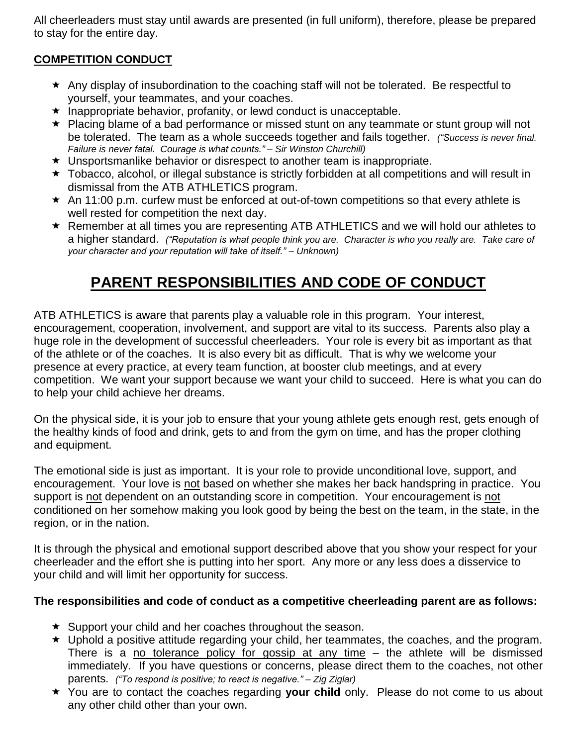All cheerleaders must stay until awards are presented (in full uniform), therefore, please be prepared to stay for the entire day.

**<u>COMPETITION CONDUCT</u>**

- Any display of insubordination to the coaching staff will not be tolerated. Be respectful to yourself, your teammates, and your coaches.
- Inappropriate behavior, profanity, or lewd conduct is unacceptable.
- Placing blame of a bad performance or missed stunt on any teammate or stunt group will not be tolerated. The team as a whole succeeds together and fails together. *("Success is never final. Failure is never fatal. Courage is what counts." – Sir Winston Churchill)*
- Unsportsmanlike behavior or disrespect to another team is inappropriate.
- Tobacco, alcohol, or illegal substance is strictly forbidden at all competitions and will result in dismissal from the ATB ATHLETICS program.
- An 11:00 p.m. curfew must be enforced at out-of-town competitions so that every athlete is well rested for competition the next day.
- Remember at all times you are representing ATB ATHLETICS and we will hold our athletes to a higher standard. *("Reputation is what people think you are. Character is who you really are. Take care of your character and your reputation will take of itself." – Unknown)*

# <u>PARENT RESPONSIBILITIES AND CODE OF CONDUCT</u>

ATB ATHLETICS is aware that parents play a valuable role in this program. Your interest, encouragement, cooperation, involvement, and support are vital to its success. Parents also play a huge role in the development of successful cheerleaders. Your role is every bit as important as that of the athlete or of the coaches. It is also every bit as difficult. That is why we welcome your presence at every practice, at every team function, at booster club meetings, and at every competition. We want your support because we want your child to succeed. Here is what you can do to help your child achieve her dreams.

On the physical side, it is your job to ensure that your young athlete gets enough rest, gets enough of the healthy kinds of food and drink, gets to and from the gym on time, and has the proper clothing and equipment.

The emotional side is just as important. It is your role to provide unconditional love, support, and encouragement. Your love is <u>not</u> based on whether she makes her back handspring in practice. You support is <u>not</u> dependent on an outstanding score in competition. Your encouragement is <u>not</u> conditioned on her somehow making you look good by being the best on the team, in the state, in the region, or in the nation.

It is through the physical and emotional support described above that you show your respect for your cheerleader and the effort she is putting into her sport. Any more or any less does a disservice to your child and will limit her opportunity for success.

**The responsibilities and code of conduct as a competitive cheerleading parent are as follows:**

- Support your child and her coaches throughout the season.
- Uphold a positive attitude regarding your child, her teammates, the coaches, and the program. There is a <u>no tolerance policy for gossip at any time</u> – the athlete will be dismissed immediately. If you have questions or concerns, please direct them to the coaches, not other parents. *("To respond is positive; to react is negative." – Zig Ziglar)*
- You are to contact the coaches regarding **your child** only. Please do not come to us about any other child other than your own.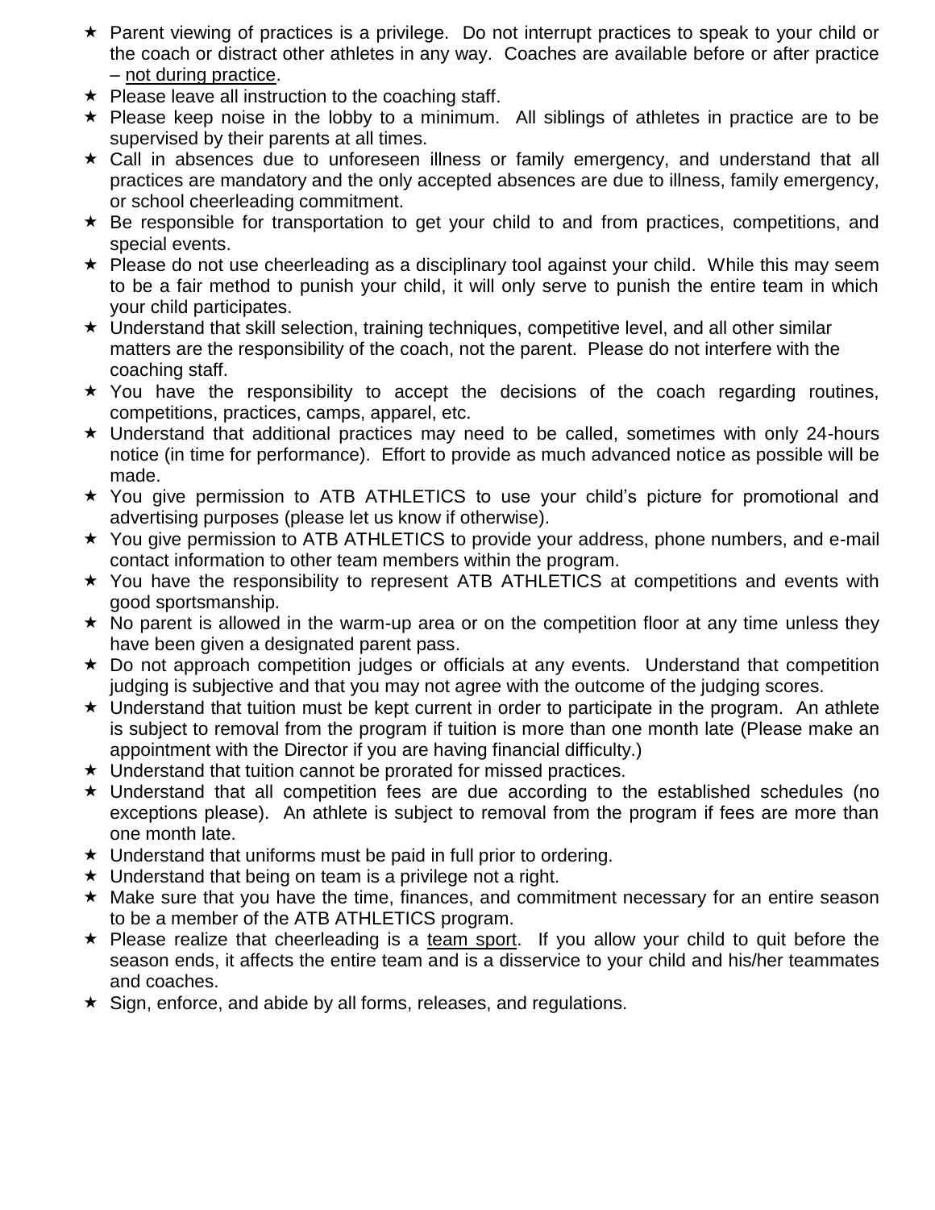- Parent viewing of practices is a privilege. Do not interrupt practices to speak to your child or the coach or distract other athletes in any way. Coaches are available before or after practice – <u>not during practice</u>.
- Please leave all instruction to the coaching staff.
- Please keep noise in the lobby to a minimum. All siblings of athletes in practice are to be supervised by their parents at all times.
- Call in absences due to unforeseen illness or family emergency, and understand that all practices are mandatory and the only accepted absences are due to illness, family emergency, or school cheerleading commitment.
- Be responsible for transportation to get your child to and from practices, competitions, and special events.
- Please do not use cheerleading as a disciplinary tool against your child. While this may seem to be a fair method to punish your child, it will only serve to punish the entire team in which your child participates.
- Understand that skill selection, training techniques, competitive level, and all other similar matters are the responsibility of the coach, not the parent. Please do not interfere with the coaching staff.
- You have the responsibility to accept the decisions of the coach regarding routines, competitions, practices, camps, apparel, etc.
- Understand that additional practices may need to be called, sometimes with only 24-hours notice (in time for performance). Effort to provide as much advanced notice as possible will be made.
- You give permission to ATB ATHLETICS to use your child's picture for promotional and advertising purposes (please let us know if otherwise).
- You give permission to ATB ATHLETICS to provide your address, phone numbers, and e-mail contact information to other team members within the program.
- You have the responsibility to represent ATB ATHLETICS at competitions and events with good sportsmanship.
- No parent is allowed in the warm-up area or on the competition floor at any time unless they have been given a designated parent pass.
- Do not approach competition judges or officials at any events. Understand that competition judging is subjective and that you may not agree with the outcome of the judging scores.
- Understand that tuition must be kept current in order to participate in the program. An athlete is subject to removal from the program if tuition is more than one month late (Please make an appointment with the Director if you are having financial difficulty.)
- Understand that tuition cannot be prorated for missed practices.
- Understand that all competition fees are due according to the established schedules (no exceptions please). An athlete is subject to removal from the program if fees are more than one month late.
- Understand that uniforms must be paid in full prior to ordering.
- Understand that being on team is a privilege not a right.
- Make sure that you have the time, finances, and commitment necessary for an entire season to be a member of the ATB ATHLETICS program.
- Please realize that cheerleading is a <u>team sport</u>. If you allow your child to quit before the season ends, it affects the entire team and is a disservice to your child and his/her teammates and coaches.
- Sign, enforce, and abide by all forms, releases, and regulations.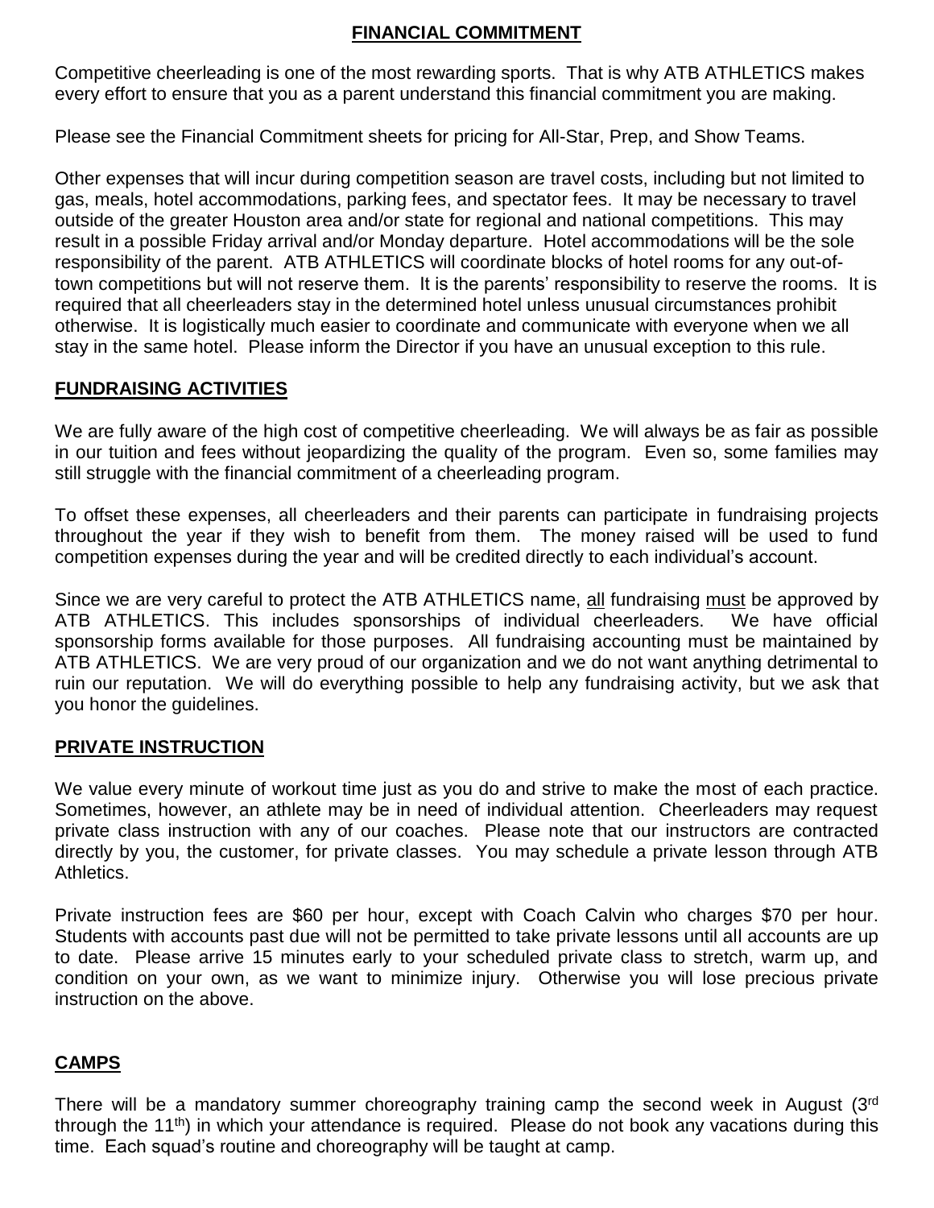## FINANCIAL COMMITMENT

Competitive cheerleading is one of the most rewarding sports. That is why ATB ATHLETICS makes every effort to ensure that you as a parent understand this financial commitment you are making.

Please see the Financial Commitment sheets for pricing for All-Star, Prep, and Show Teams.

Other expenses that will incur during competition season are travel costs, including but not limited to gas, meals, hotel accommodations, parking fees, and spectator fees. It may be necessary to travel outside of the greater Houston area and/or state for regional and national competitions. This may result in a possible Friday arrival and/or Monday departure. Hotel accommodations will be the sole responsibility of the parent. ATB ATHLETICS will coordinate blocks of hotel rooms for any out-of-town competitions but will not reserve them. It is the parents' responsibility to reserve the rooms. It is required that all cheerleaders stay in the determined hotel unless unusual circumstances prohibit otherwise. It is logistically much easier to coordinate and communicate with everyone when we all stay in the same hotel. Please inform the Director if you have an unusual exception to this rule.

## FUNDRAISING ACTIVITIES

We are fully aware of the high cost of competitive cheerleading. We will always be as fair as possible in our tuition and fees without jeopardizing the quality of the program. Even so, some families may still struggle with the financial commitment of a cheerleading program.

To offset these expenses, all cheerleaders and their parents can participate in fundraising projects throughout the year if they wish to benefit from them. The money raised will be used to fund competition expenses during the year and will be credited directly to each individual's account.

Since we are very careful to protect the ATB ATHLETICS name, all fundraising must be approved by ATB ATHLETICS. This includes sponsorships of individual cheerleaders. We have official sponsorship forms available for those purposes. All fundraising accounting must be maintained by ATB ATHLETICS. We are very proud of our organization and we do not want anything detrimental to ruin our reputation. We will do everything possible to help any fundraising activity, but we ask that you honor the guidelines.

## PRIVATE INSTRUCTION

We value every minute of workout time just as you do and strive to make the most of each practice. Sometimes, however, an athlete may be in need of individual attention. Cheerleaders may request private class instruction with any of our coaches. Please note that our instructors are contracted directly by you, the customer, for private classes. You may schedule a private lesson through ATB Athletics.

Private instruction fees are $60 per hour, except with Coach Calvin who charges $70 per hour. Students with accounts past due will not be permitted to take private lessons until all accounts are up to date. Please arrive 15 minutes early to your scheduled private class to stretch, warm up, and condition on your own, as we want to minimize injury. Otherwise you will lose precious private instruction on the above.

## CAMPS

There will be a mandatory summer choreography training camp the second week in August (3rd through the 11th) in which your attendance is required. Please do not book any vacations during this time. Each squad's routine and choreography will be taught at camp.